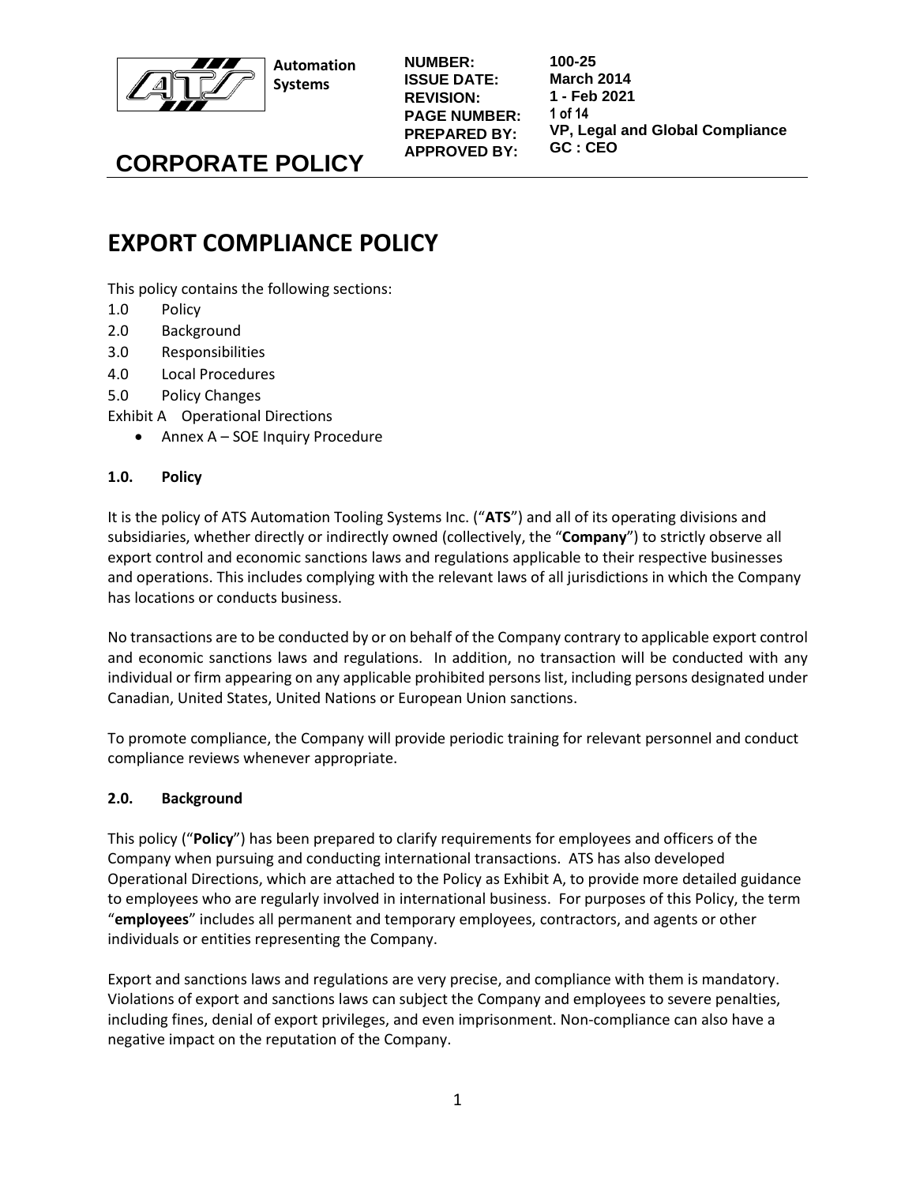**Automation Systems**

| | |
|---|---|
| **NUMBER:** | **100-25** |
| **ISSUE DATE:** | **March 2014** |
| **REVISION:** | **1 - Feb 2021** |
| **PAGE NUMBER:** | **1 of 14** |
| **PREPARED BY:** | **VP, Legal and Global Compliance** |
| **APPROVED BY:** | **GC : CEO** |

# CORPORATE POLICY

# EXPORT COMPLIANCE POLICY

This policy contains the following sections:

1.0 Policy
2.0 Background
3.0 Responsibilities
4.0 Local Procedures
5.0 Policy Changes

Exhibit A Operational Directions

- Annex A – SOE Inquiry Procedure

## 1.0. Policy

It is the policy of ATS Automation Tooling Systems Inc. ("**ATS**") and all of its operating divisions and subsidiaries, whether directly or indirectly owned (collectively, the "**Company**") to strictly observe all export control and economic sanctions laws and regulations applicable to their respective businesses and operations. This includes complying with the relevant laws of all jurisdictions in which the Company has locations or conducts business.

No transactions are to be conducted by or on behalf of the Company contrary to applicable export control and economic sanctions laws and regulations. In addition, no transaction will be conducted with any individual or firm appearing on any applicable prohibited persons list, including persons designated under Canadian, United States, United Nations or European Union sanctions.

To promote compliance, the Company will provide periodic training for relevant personnel and conduct compliance reviews whenever appropriate.

## 2.0. Background

This policy ("**Policy**") has been prepared to clarify requirements for employees and officers of the Company when pursuing and conducting international transactions. ATS has also developed Operational Directions, which are attached to the Policy as Exhibit A, to provide more detailed guidance to employees who are regularly involved in international business. For purposes of this Policy, the term "**employees**" includes all permanent and temporary employees, contractors, and agents or other individuals or entities representing the Company.

Export and sanctions laws and regulations are very precise, and compliance with them is mandatory. Violations of export and sanctions laws can subject the Company and employees to severe penalties, including fines, denial of export privileges, and even imprisonment. Non-compliance can also have a negative impact on the reputation of the Company.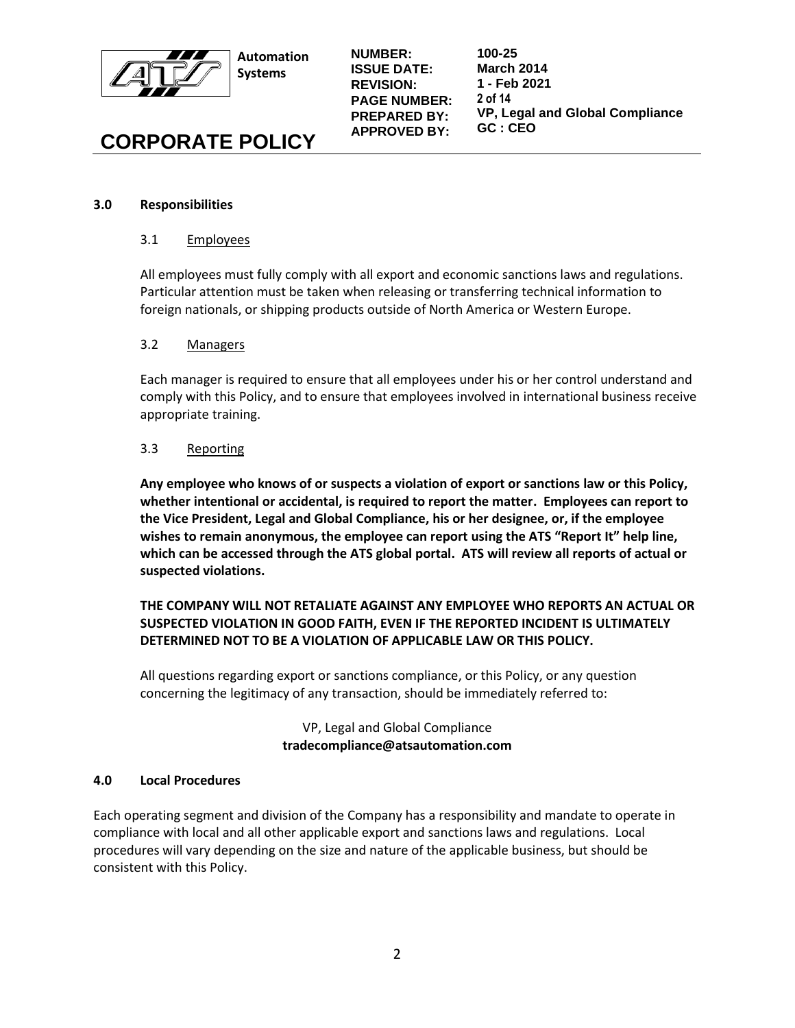## 3.0 Responsibilities

### 3.1 Employees

All employees must fully comply with all export and economic sanctions laws and regulations. Particular attention must be taken when releasing or transferring technical information to foreign nationals, or shipping products outside of North America or Western Europe.

### 3.2 Managers

Each manager is required to ensure that all employees under his or her control understand and comply with this Policy, and to ensure that employees involved in international business receive appropriate training.

### 3.3 Reporting

**Any employee who knows of or suspects a violation of export or sanctions law or this Policy, whether intentional or accidental, is required to report the matter. Employees can report to the Vice President, Legal and Global Compliance, his or her designee, or, if the employee wishes to remain anonymous, the employee can report using the ATS "Report It" help line, which can be accessed through the ATS global portal. ATS will review all reports of actual or suspected violations.**

**THE COMPANY WILL NOT RETALIATE AGAINST ANY EMPLOYEE WHO REPORTS AN ACTUAL OR SUSPECTED VIOLATION IN GOOD FAITH, EVEN IF THE REPORTED INCIDENT IS ULTIMATELY DETERMINED NOT TO BE A VIOLATION OF APPLICABLE LAW OR THIS POLICY.**

All questions regarding export or sanctions compliance, or this Policy, or any question concerning the legitimacy of any transaction, should be immediately referred to:

VP, Legal and Global Compliance
**tradecompliance@atsautomation.com**

## 4.0 Local Procedures

Each operating segment and division of the Company has a responsibility and mandate to operate in compliance with local and all other applicable export and sanctions laws and regulations. Local procedures will vary depending on the size and nature of the applicable business, but should be consistent with this Policy.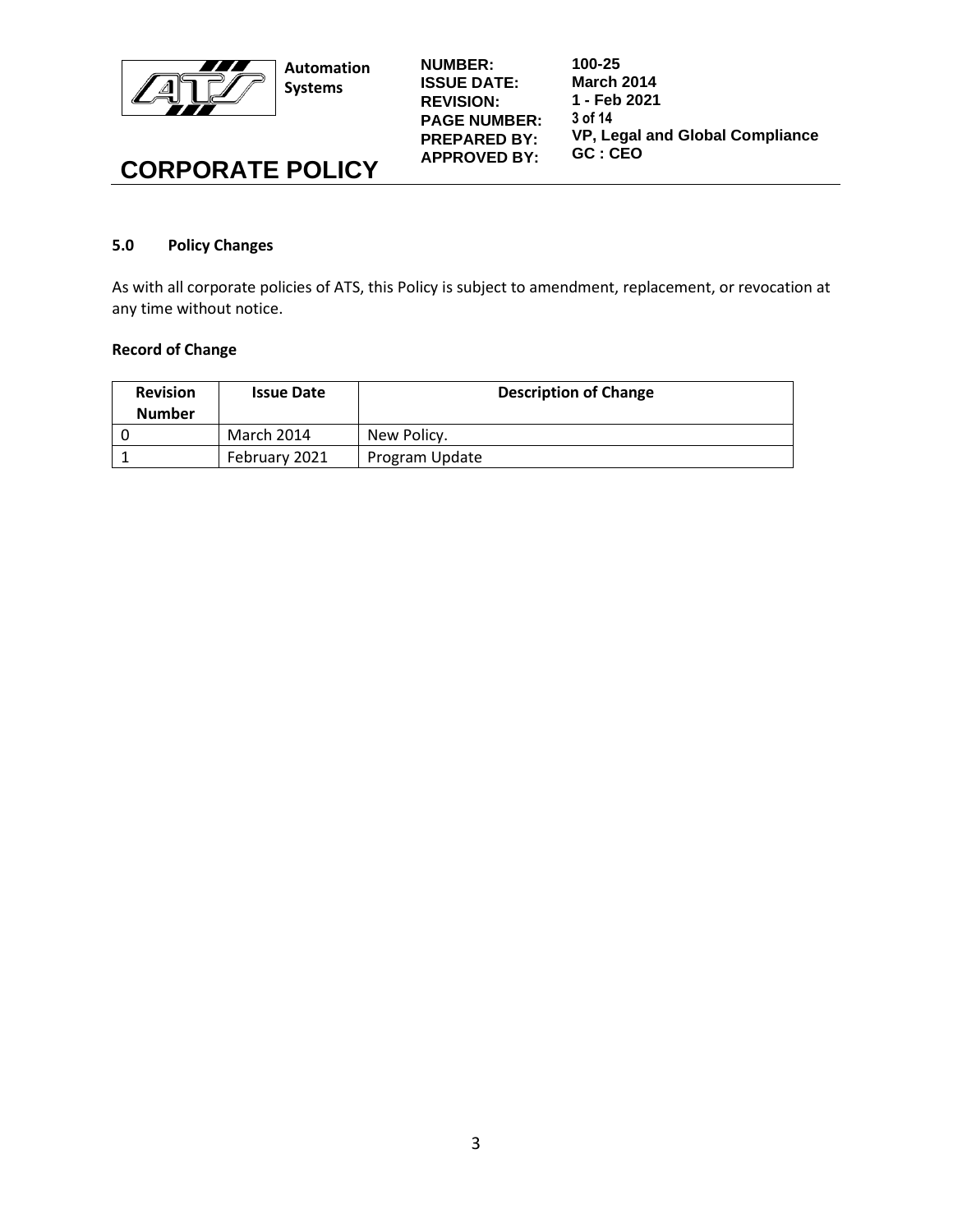## 5.0 Policy Changes

As with all corporate policies of ATS, this Policy is subject to amendment, replacement, or revocation at any time without notice.

**Record of Change**

| Revision Number | Issue Date | Description of Change |
| --- | --- | --- |
| 0 | March 2014 | New Policy. |
| 1 | February 2021 | Program Update |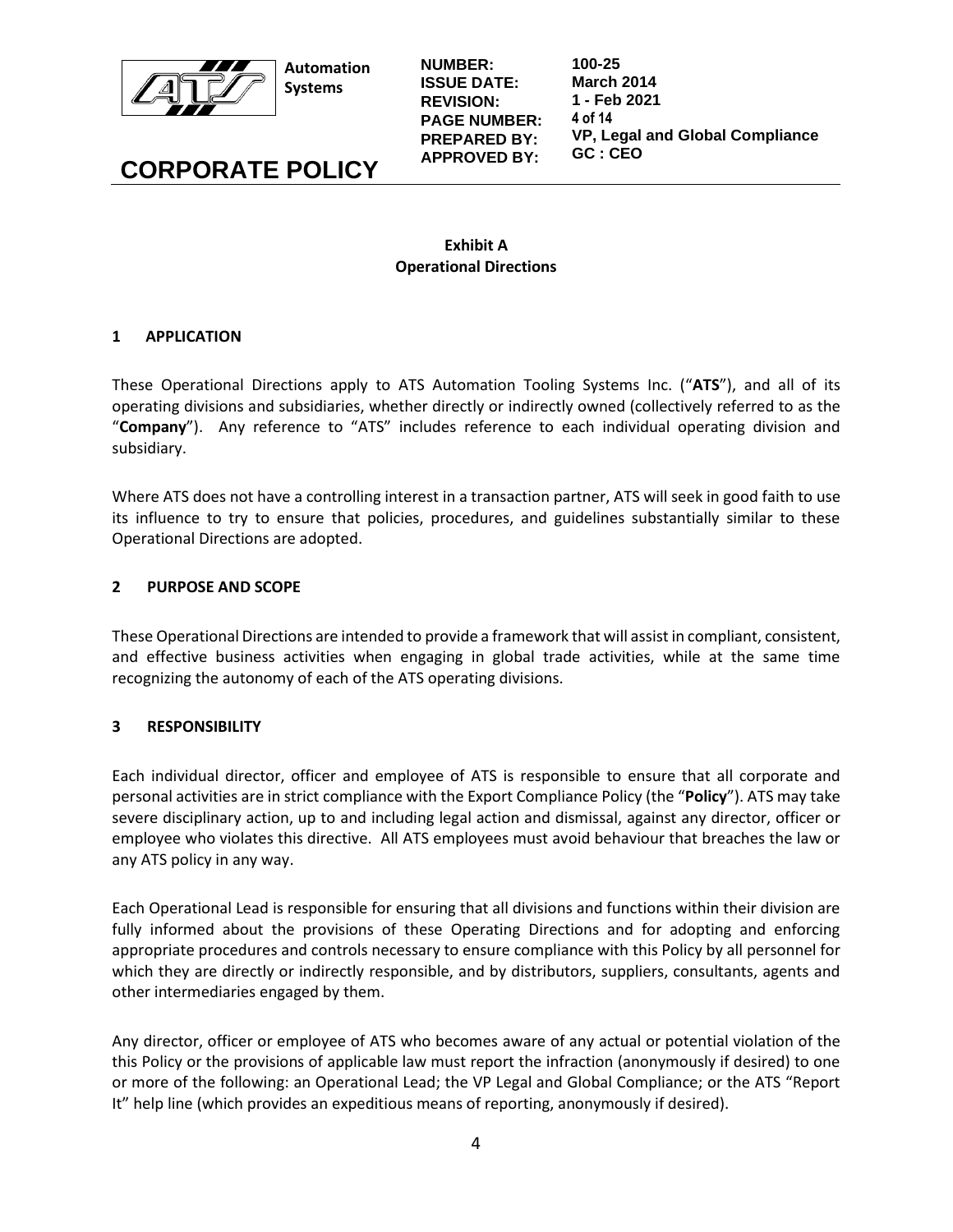## Exhibit A
## Operational Directions

### 1 APPLICATION

These Operational Directions apply to ATS Automation Tooling Systems Inc. ("**ATS**"), and all of its operating divisions and subsidiaries, whether directly or indirectly owned (collectively referred to as the "**Company**"). Any reference to "ATS" includes reference to each individual operating division and subsidiary.

Where ATS does not have a controlling interest in a transaction partner, ATS will seek in good faith to use its influence to try to ensure that policies, procedures, and guidelines substantially similar to these Operational Directions are adopted.

### 2 PURPOSE AND SCOPE

These Operational Directions are intended to provide a framework that will assist in compliant, consistent, and effective business activities when engaging in global trade activities, while at the same time recognizing the autonomy of each of the ATS operating divisions.

### 3 RESPONSIBILITY

Each individual director, officer and employee of ATS is responsible to ensure that all corporate and personal activities are in strict compliance with the Export Compliance Policy (the "**Policy**"). ATS may take severe disciplinary action, up to and including legal action and dismissal, against any director, officer or employee who violates this directive. All ATS employees must avoid behaviour that breaches the law or any ATS policy in any way.

Each Operational Lead is responsible for ensuring that all divisions and functions within their division are fully informed about the provisions of these Operating Directions and for adopting and enforcing appropriate procedures and controls necessary to ensure compliance with this Policy by all personnel for which they are directly or indirectly responsible, and by distributors, suppliers, consultants, agents and other intermediaries engaged by them.

Any director, officer or employee of ATS who becomes aware of any actual or potential violation of the this Policy or the provisions of applicable law must report the infraction (anonymously if desired) to one or more of the following: an Operational Lead; the VP Legal and Global Compliance; or the ATS "Report It" help line (which provides an expeditious means of reporting, anonymously if desired).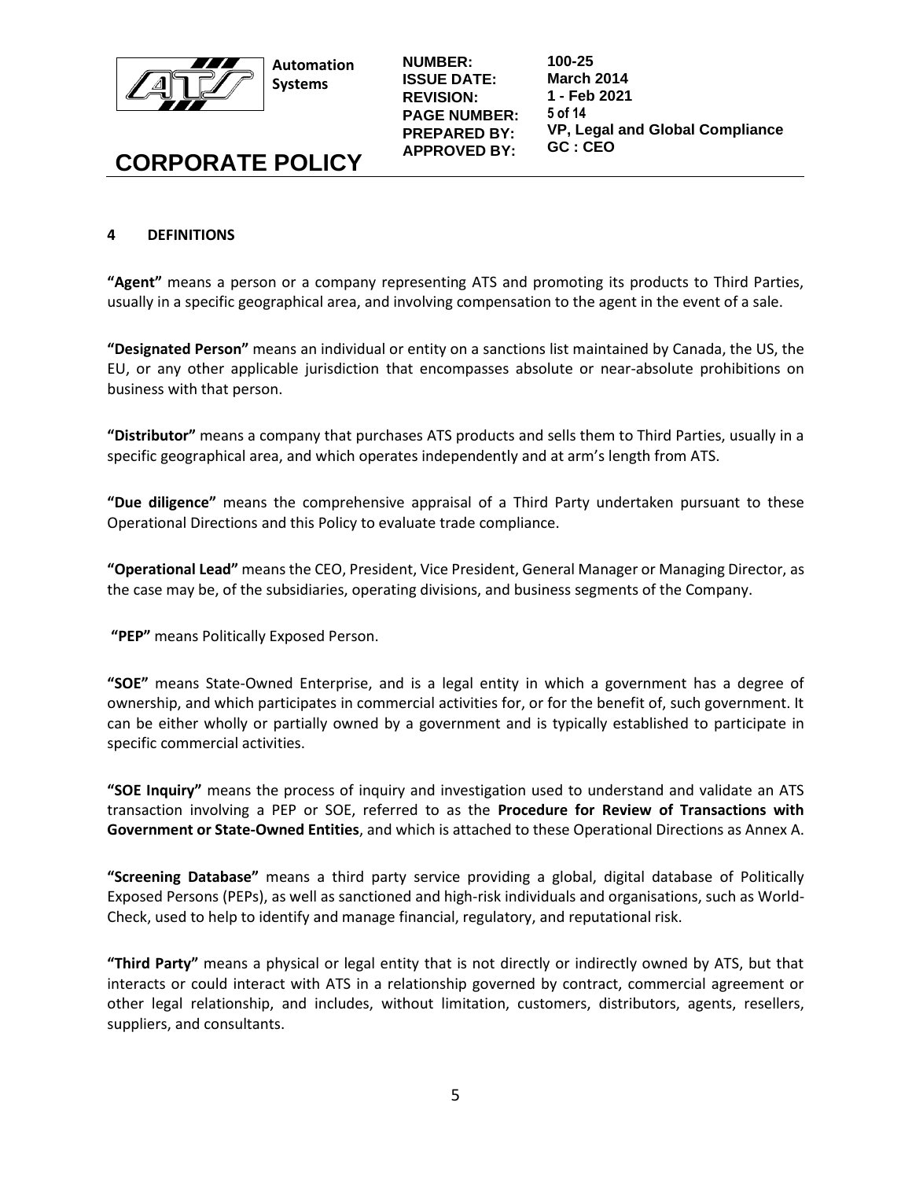## 4 DEFINITIONS

**"Agent"** means a person or a company representing ATS and promoting its products to Third Parties, usually in a specific geographical area, and involving compensation to the agent in the event of a sale.

**"Designated Person"** means an individual or entity on a sanctions list maintained by Canada, the US, the EU, or any other applicable jurisdiction that encompasses absolute or near-absolute prohibitions on business with that person.

**"Distributor"** means a company that purchases ATS products and sells them to Third Parties, usually in a specific geographical area, and which operates independently and at arm's length from ATS.

**"Due diligence"** means the comprehensive appraisal of a Third Party undertaken pursuant to these Operational Directions and this Policy to evaluate trade compliance.

**"Operational Lead"** means the CEO, President, Vice President, General Manager or Managing Director, as the case may be, of the subsidiaries, operating divisions, and business segments of the Company.

**"PEP"** means Politically Exposed Person.

**"SOE"** means State-Owned Enterprise, and is a legal entity in which a government has a degree of ownership, and which participates in commercial activities for, or for the benefit of, such government. It can be either wholly or partially owned by a government and is typically established to participate in specific commercial activities.

**"SOE Inquiry"** means the process of inquiry and investigation used to understand and validate an ATS transaction involving a PEP or SOE, referred to as the **Procedure for Review of Transactions with Government or State-Owned Entities**, and which is attached to these Operational Directions as Annex A.

**"Screening Database"** means a third party service providing a global, digital database of Politically Exposed Persons (PEPs), as well as sanctioned and high-risk individuals and organisations, such as World-Check, used to help to identify and manage financial, regulatory, and reputational risk.

**"Third Party"** means a physical or legal entity that is not directly or indirectly owned by ATS, but that interacts or could interact with ATS in a relationship governed by contract, commercial agreement or other legal relationship, and includes, without limitation, customers, distributors, agents, resellers, suppliers, and consultants.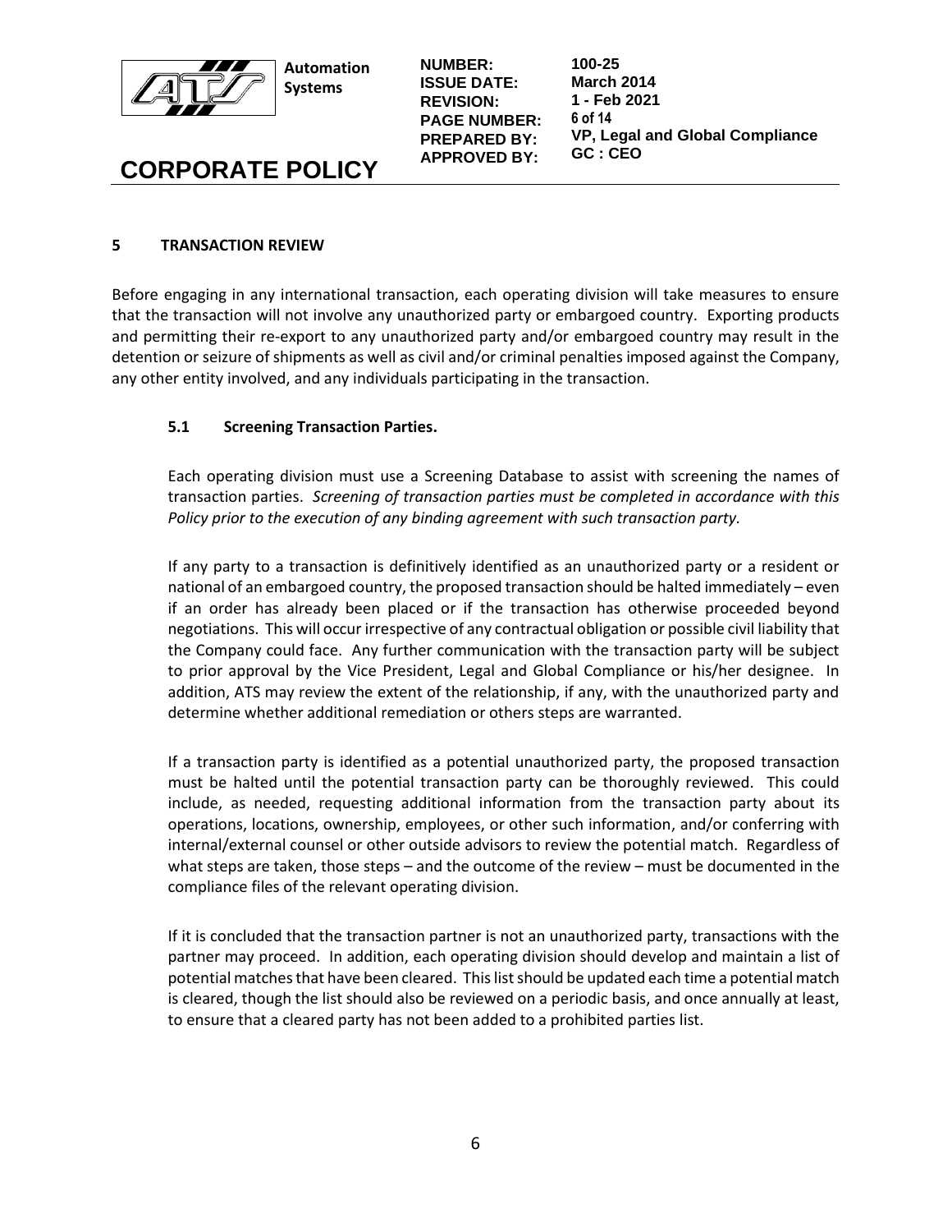## 5 TRANSACTION REVIEW

Before engaging in any international transaction, each operating division will take measures to ensure that the transaction will not involve any unauthorized party or embargoed country. Exporting products and permitting their re-export to any unauthorized party and/or embargoed country may result in the detention or seizure of shipments as well as civil and/or criminal penalties imposed against the Company, any other entity involved, and any individuals participating in the transaction.

### 5.1 Screening Transaction Parties.

Each operating division must use a Screening Database to assist with screening the names of transaction parties. *Screening of transaction parties must be completed in accordance with this Policy prior to the execution of any binding agreement with such transaction party.*

If any party to a transaction is definitively identified as an unauthorized party or a resident or national of an embargoed country, the proposed transaction should be halted immediately – even if an order has already been placed or if the transaction has otherwise proceeded beyond negotiations. This will occur irrespective of any contractual obligation or possible civil liability that the Company could face. Any further communication with the transaction party will be subject to prior approval by the Vice President, Legal and Global Compliance or his/her designee. In addition, ATS may review the extent of the relationship, if any, with the unauthorized party and determine whether additional remediation or others steps are warranted.

If a transaction party is identified as a potential unauthorized party, the proposed transaction must be halted until the potential transaction party can be thoroughly reviewed. This could include, as needed, requesting additional information from the transaction party about its operations, locations, ownership, employees, or other such information, and/or conferring with internal/external counsel or other outside advisors to review the potential match. Regardless of what steps are taken, those steps – and the outcome of the review – must be documented in the compliance files of the relevant operating division.

If it is concluded that the transaction partner is not an unauthorized party, transactions with the partner may proceed. In addition, each operating division should develop and maintain a list of potential matches that have been cleared. This list should be updated each time a potential match is cleared, though the list should also be reviewed on a periodic basis, and once annually at least, to ensure that a cleared party has not been added to a prohibited parties list.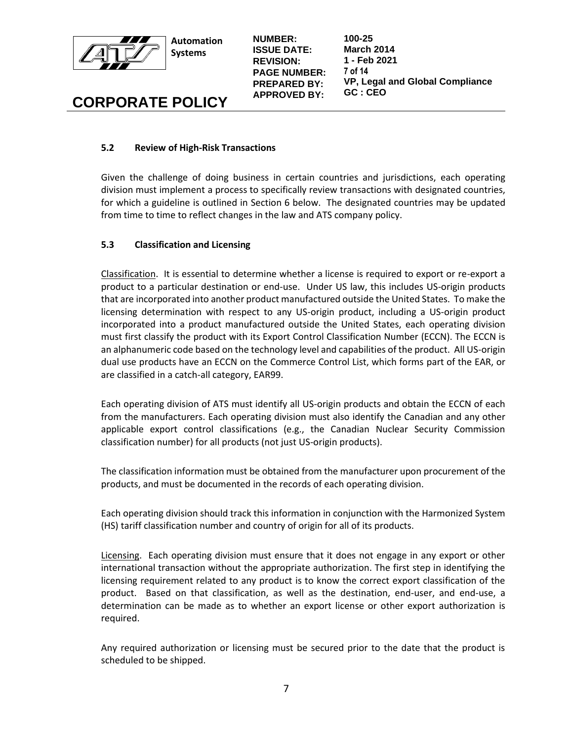### 5.2 Review of High-Risk Transactions

Given the challenge of doing business in certain countries and jurisdictions, each operating division must implement a process to specifically review transactions with designated countries, for which a guideline is outlined in Section 6 below. The designated countries may be updated from time to time to reflect changes in the law and ATS company policy.

### 5.3 Classification and Licensing

Classification. It is essential to determine whether a license is required to export or re-export a product to a particular destination or end-use. Under US law, this includes US-origin products that are incorporated into another product manufactured outside the United States. To make the licensing determination with respect to any US-origin product, including a US-origin product incorporated into a product manufactured outside the United States, each operating division must first classify the product with its Export Control Classification Number (ECCN). The ECCN is an alphanumeric code based on the technology level and capabilities of the product. All US-origin dual use products have an ECCN on the Commerce Control List, which forms part of the EAR, or are classified in a catch-all category, EAR99.

Each operating division of ATS must identify all US-origin products and obtain the ECCN of each from the manufacturers. Each operating division must also identify the Canadian and any other applicable export control classifications (e.g., the Canadian Nuclear Security Commission classification number) for all products (not just US-origin products).

The classification information must be obtained from the manufacturer upon procurement of the products, and must be documented in the records of each operating division.

Each operating division should track this information in conjunction with the Harmonized System (HS) tariff classification number and country of origin for all of its products.

Licensing. Each operating division must ensure that it does not engage in any export or other international transaction without the appropriate authorization. The first step in identifying the licensing requirement related to any product is to know the correct export classification of the product. Based on that classification, as well as the destination, end-user, and end-use, a determination can be made as to whether an export license or other export authorization is required.

Any required authorization or licensing must be secured prior to the date that the product is scheduled to be shipped.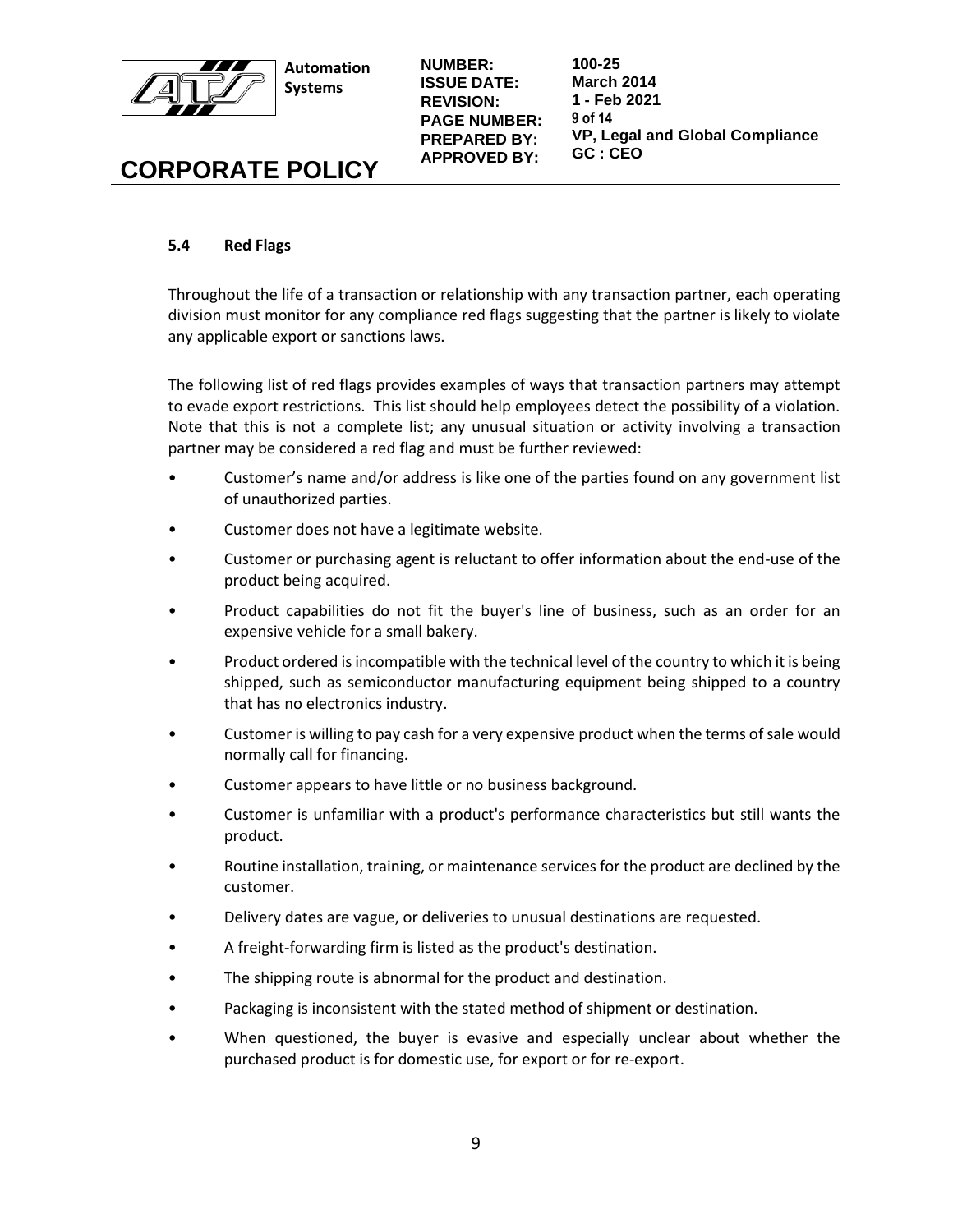### 5.4 Red Flags

Throughout the life of a transaction or relationship with any transaction partner, each operating division must monitor for any compliance red flags suggesting that the partner is likely to violate any applicable export or sanctions laws.

The following list of red flags provides examples of ways that transaction partners may attempt to evade export restrictions. This list should help employees detect the possibility of a violation. Note that this is not a complete list; any unusual situation or activity involving a transaction partner may be considered a red flag and must be further reviewed:

- Customer's name and/or address is like one of the parties found on any government list of unauthorized parties.
- Customer does not have a legitimate website.
- Customer or purchasing agent is reluctant to offer information about the end-use of the product being acquired.
- Product capabilities do not fit the buyer's line of business, such as an order for an expensive vehicle for a small bakery.
- Product ordered is incompatible with the technical level of the country to which it is being shipped, such as semiconductor manufacturing equipment being shipped to a country that has no electronics industry.
- Customer is willing to pay cash for a very expensive product when the terms of sale would normally call for financing.
- Customer appears to have little or no business background.
- Customer is unfamiliar with a product's performance characteristics but still wants the product.
- Routine installation, training, or maintenance services for the product are declined by the customer.
- Delivery dates are vague, or deliveries to unusual destinations are requested.
- A freight-forwarding firm is listed as the product's destination.
- The shipping route is abnormal for the product and destination.
- Packaging is inconsistent with the stated method of shipment or destination.
- When questioned, the buyer is evasive and especially unclear about whether the purchased product is for domestic use, for export or for re-export.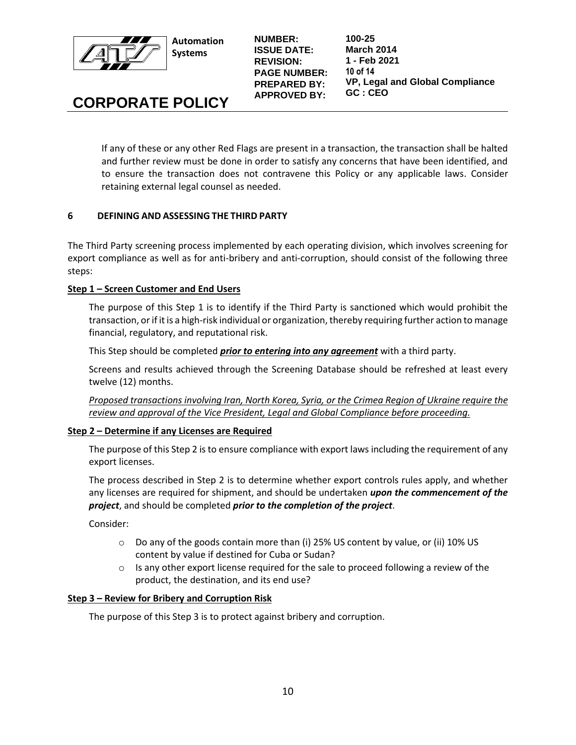If any of these or any other Red Flags are present in a transaction, the transaction shall be halted and further review must be done in order to satisfy any concerns that have been identified, and to ensure the transaction does not contravene this Policy or any applicable laws. Consider retaining external legal counsel as needed.

## 6 DEFINING AND ASSESSING THE THIRD PARTY

The Third Party screening process implemented by each operating division, which involves screening for export compliance as well as for anti-bribery and anti-corruption, should consist of the following three steps:

### Step 1 – Screen Customer and End Users

The purpose of this Step 1 is to identify if the Third Party is sanctioned which would prohibit the transaction, or if it is a high-risk individual or organization, thereby requiring further action to manage financial, regulatory, and reputational risk.

This Step should be completed ***prior to entering into any agreement*** with a third party.

Screens and results achieved through the Screening Database should be refreshed at least every twelve (12) months.

*Proposed transactions involving Iran, North Korea, Syria, or the Crimea Region of Ukraine require the review and approval of the Vice President, Legal and Global Compliance before proceeding.*

### Step 2 – Determine if any Licenses are Required

The purpose of this Step 2 is to ensure compliance with export laws including the requirement of any export licenses.

The process described in Step 2 is to determine whether export controls rules apply, and whether any licenses are required for shipment, and should be undertaken ***upon the commencement of the project***, and should be completed ***prior to the completion of the project***.

Consider:

- Do any of the goods contain more than (i) 25% US content by value, or (ii) 10% US content by value if destined for Cuba or Sudan?
- Is any other export license required for the sale to proceed following a review of the product, the destination, and its end use?

### Step 3 – Review for Bribery and Corruption Risk

The purpose of this Step 3 is to protect against bribery and corruption.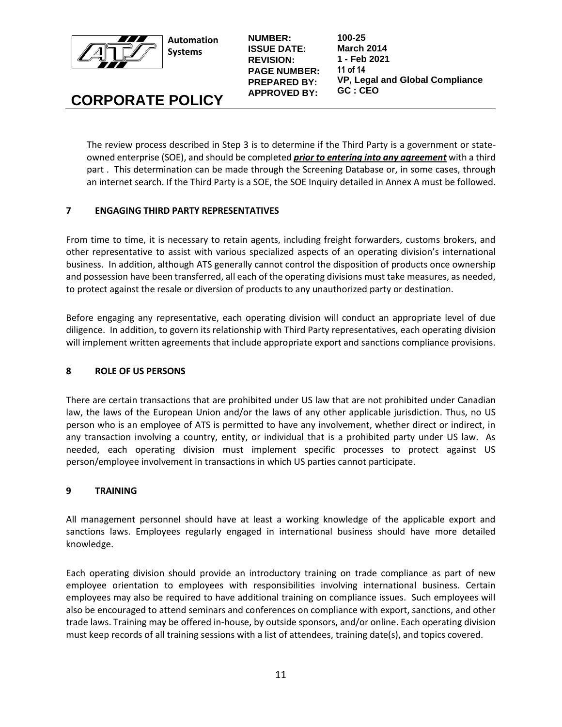The review process described in Step 3 is to determine if the Third Party is a government or state-owned enterprise (SOE), and should be completed ***prior to entering into any agreement*** with a third part . This determination can be made through the Screening Database or, in some cases, through an internet search. If the Third Party is a SOE, the SOE Inquiry detailed in Annex A must be followed.

## 7 ENGAGING THIRD PARTY REPRESENTATIVES

From time to time, it is necessary to retain agents, including freight forwarders, customs brokers, and other representative to assist with various specialized aspects of an operating division's international business. In addition, although ATS generally cannot control the disposition of products once ownership and possession have been transferred, all each of the operating divisions must take measures, as needed, to protect against the resale or diversion of products to any unauthorized party or destination.

Before engaging any representative, each operating division will conduct an appropriate level of due diligence. In addition, to govern its relationship with Third Party representatives, each operating division will implement written agreements that include appropriate export and sanctions compliance provisions.

## 8 ROLE OF US PERSONS

There are certain transactions that are prohibited under US law that are not prohibited under Canadian law, the laws of the European Union and/or the laws of any other applicable jurisdiction. Thus, no US person who is an employee of ATS is permitted to have any involvement, whether direct or indirect, in any transaction involving a country, entity, or individual that is a prohibited party under US law. As needed, each operating division must implement specific processes to protect against US person/employee involvement in transactions in which US parties cannot participate.

## 9 TRAINING

All management personnel should have at least a working knowledge of the applicable export and sanctions laws. Employees regularly engaged in international business should have more detailed knowledge.

Each operating division should provide an introductory training on trade compliance as part of new employee orientation to employees with responsibilities involving international business. Certain employees may also be required to have additional training on compliance issues. Such employees will also be encouraged to attend seminars and conferences on compliance with export, sanctions, and other trade laws. Training may be offered in-house, by outside sponsors, and/or online. Each operating division must keep records of all training sessions with a list of attendees, training date(s), and topics covered.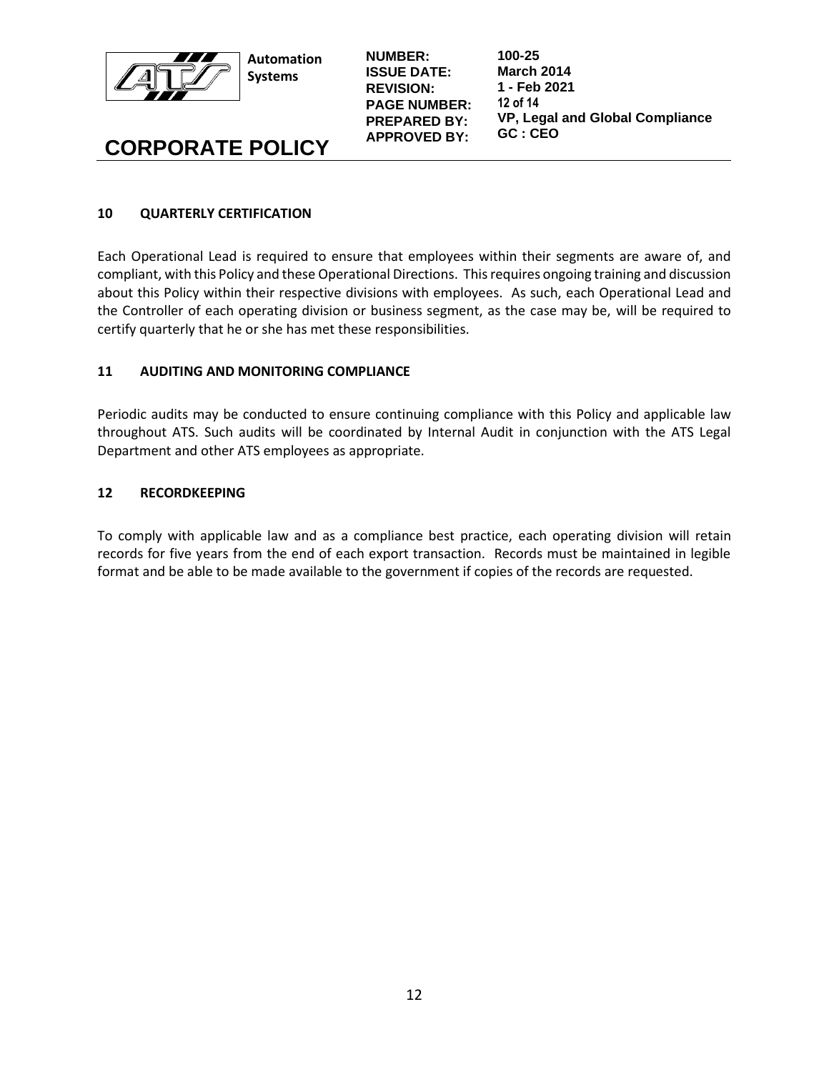## 10 QUARTERLY CERTIFICATION

Each Operational Lead is required to ensure that employees within their segments are aware of, and compliant, with this Policy and these Operational Directions. This requires ongoing training and discussion about this Policy within their respective divisions with employees. As such, each Operational Lead and the Controller of each operating division or business segment, as the case may be, will be required to certify quarterly that he or she has met these responsibilities.

## 11 AUDITING AND MONITORING COMPLIANCE

Periodic audits may be conducted to ensure continuing compliance with this Policy and applicable law throughout ATS. Such audits will be coordinated by Internal Audit in conjunction with the ATS Legal Department and other ATS employees as appropriate.

## 12 RECORDKEEPING

To comply with applicable law and as a compliance best practice, each operating division will retain records for five years from the end of each export transaction. Records must be maintained in legible format and be able to be made available to the government if copies of the records are requested.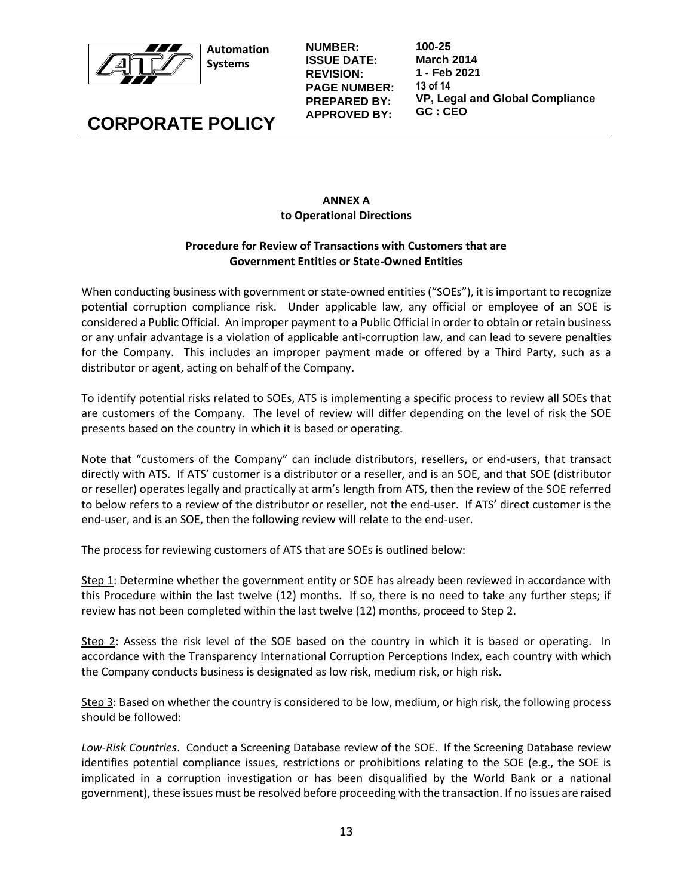**ANNEX A**
**to Operational Directions**

**Procedure for Review of Transactions with Customers that are Government Entities or State-Owned Entities**

When conducting business with government or state-owned entities ("SOEs"), it is important to recognize potential corruption compliance risk. Under applicable law, any official or employee of an SOE is considered a Public Official. An improper payment to a Public Official in order to obtain or retain business or any unfair advantage is a violation of applicable anti-corruption law, and can lead to severe penalties for the Company. This includes an improper payment made or offered by a Third Party, such as a distributor or agent, acting on behalf of the Company.

To identify potential risks related to SOEs, ATS is implementing a specific process to review all SOEs that are customers of the Company. The level of review will differ depending on the level of risk the SOE presents based on the country in which it is based or operating.

Note that "customers of the Company" can include distributors, resellers, or end-users, that transact directly with ATS. If ATS' customer is a distributor or a reseller, and is an SOE, and that SOE (distributor or reseller) operates legally and practically at arm's length from ATS, then the review of the SOE referred to below refers to a review of the distributor or reseller, not the end-user. If ATS' direct customer is the end-user, and is an SOE, then the following review will relate to the end-user.

The process for reviewing customers of ATS that are SOEs is outlined below:

Step 1: Determine whether the government entity or SOE has already been reviewed in accordance with this Procedure within the last twelve (12) months. If so, there is no need to take any further steps; if review has not been completed within the last twelve (12) months, proceed to Step 2.

Step 2: Assess the risk level of the SOE based on the country in which it is based or operating. In accordance with the Transparency International Corruption Perceptions Index, each country with which the Company conducts business is designated as low risk, medium risk, or high risk.

Step 3: Based on whether the country is considered to be low, medium, or high risk, the following process should be followed:

*Low-Risk Countries*. Conduct a Screening Database review of the SOE. If the Screening Database review identifies potential compliance issues, restrictions or prohibitions relating to the SOE (e.g., the SOE is implicated in a corruption investigation or has been disqualified by the World Bank or a national government), these issues must be resolved before proceeding with the transaction. If no issues are raised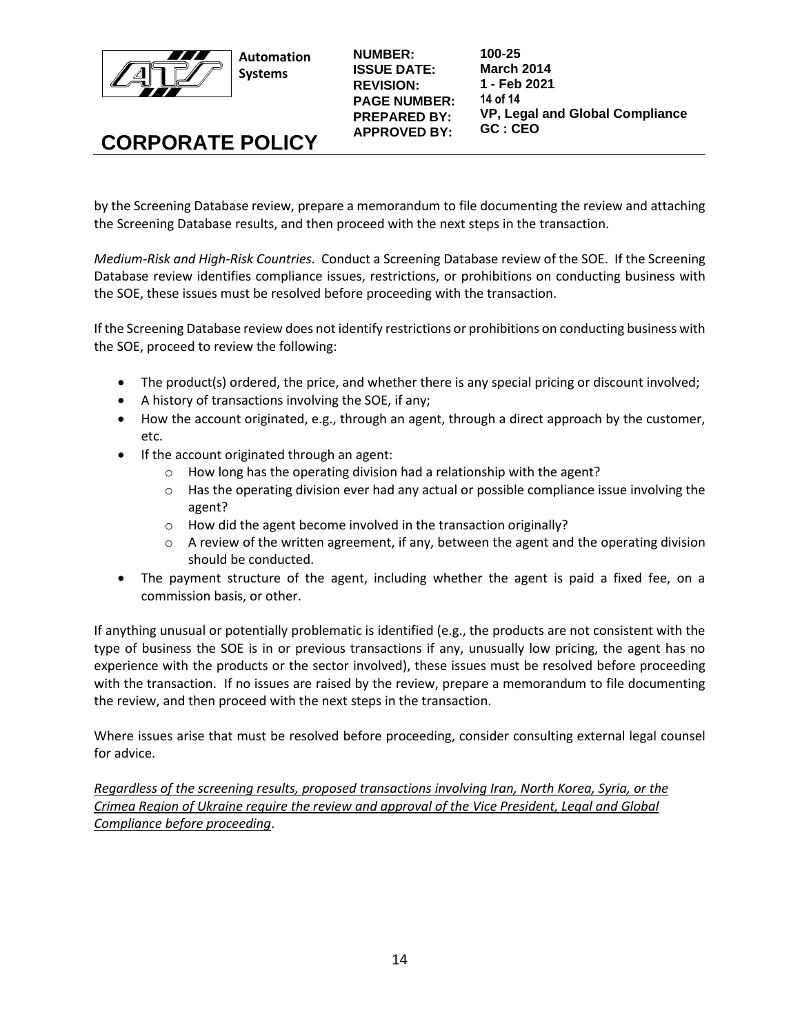by the Screening Database review, prepare a memorandum to file documenting the review and attaching the Screening Database results, and then proceed with the next steps in the transaction.

*Medium-Risk and High-Risk Countries.* Conduct a Screening Database review of the SOE. If the Screening Database review identifies compliance issues, restrictions, or prohibitions on conducting business with the SOE, these issues must be resolved before proceeding with the transaction.

If the Screening Database review does not identify restrictions or prohibitions on conducting business with the SOE, proceed to review the following:

- The product(s) ordered, the price, and whether there is any special pricing or discount involved;
- A history of transactions involving the SOE, if any;
- How the account originated, e.g., through an agent, through a direct approach by the customer, etc.
- If the account originated through an agent:
  - How long has the operating division had a relationship with the agent?
  - Has the operating division ever had any actual or possible compliance issue involving the agent?
  - How did the agent become involved in the transaction originally?
  - A review of the written agreement, if any, between the agent and the operating division should be conducted.
- The payment structure of the agent, including whether the agent is paid a fixed fee, on a commission basis, or other.

If anything unusual or potentially problematic is identified (e.g., the products are not consistent with the type of business the SOE is in or previous transactions if any, unusually low pricing, the agent has no experience with the products or the sector involved), these issues must be resolved before proceeding with the transaction. If no issues are raised by the review, prepare a memorandum to file documenting the review, and then proceed with the next steps in the transaction.

Where issues arise that must be resolved before proceeding, consider consulting external legal counsel for advice.

<u>*Regardless of the screening results, proposed transactions involving Iran, North Korea, Syria, or the Crimea Region of Ukraine require the review and approval of the Vice President, Legal and Global Compliance before proceeding*</u>.